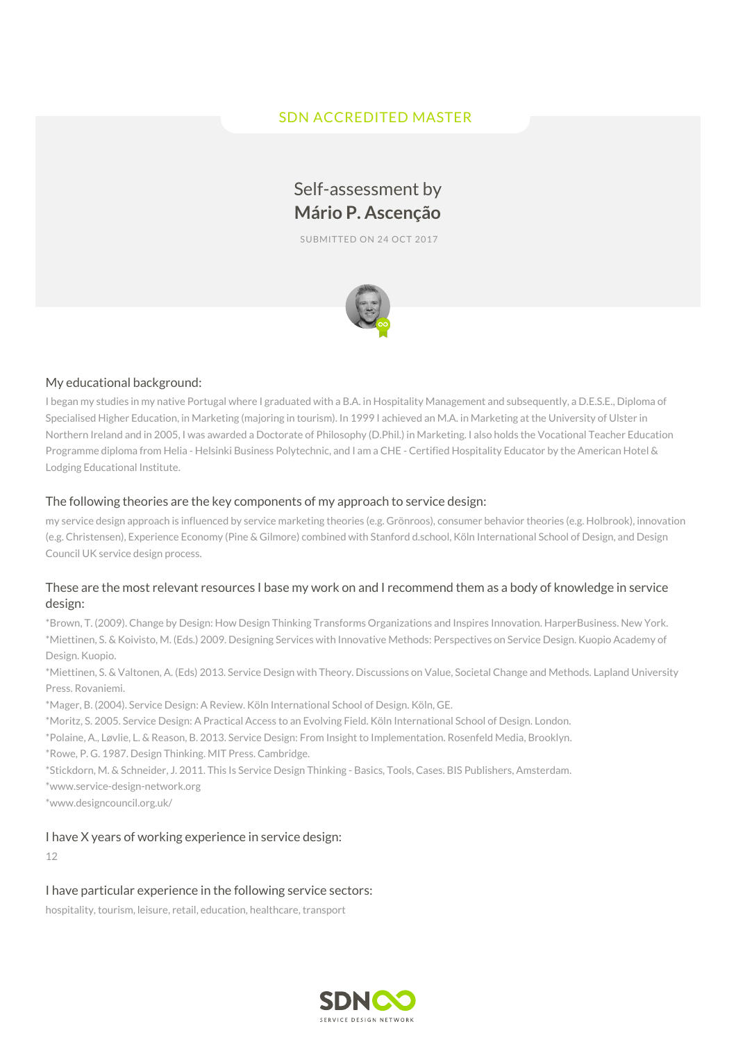SDN ACCREDITED MASTER

# Self-assessment by **Mário P. Ascenção**

SUBMITTED ON 24 OCT 2017

## My educational background:

I began my studies in my native Portugal where I graduated with a B.A. in Hospitality Management and subsequently, a D.E.S.E., Diploma of Specialised Higher Education, in Marketing (majoring in tourism). In 1999 I achieved an M.A. in Marketing at the University of Ulster in Northern Ireland and in 2005, I was awarded a Doctorate of Philosophy (D.Phil.) in Marketing. I also holds the Vocational Teacher Education Programme diploma from Helia - Helsinki Business Polytechnic, and I am a CHE - Certified Hospitality Educator by the American Hotel & Lodging Educational Institute.

## The following theories are the key components of my approach to service design:

my service design approach is influenced by service marketing theories (e.g. Grönroos), consumer behavior theories (e.g. Holbrook), innovation (e.g. Christensen), Experience Economy (Pine & Gilmore) combined with Stanford d.school, Köln International School of Design, and Design Council UK service design process.

## These are the most relevant resources I base my work on and I recommend them as a body of knowledge in service design:

*Brown, T. (2009). Change by Design: How Design Thinking Transforms Organizations and Inspires Innovation. HarperBusiness. New York.
*Miettinen, S. & Koivisto, M. (Eds.) 2009. Designing Services with Innovative Methods: Perspectives on Service Design. Kuopio Academy of Design. Kuopio.
*Miettinen, S. & Valtonen, A. (Eds) 2013. Service Design with Theory. Discussions on Value, Societal Change and Methods. Lapland University Press. Rovaniemi.
*Mager, B. (2004). Service Design: A Review. Köln International School of Design. Köln, GE.
*Moritz, S. 2005. Service Design: A Practical Access to an Evolving Field. Köln International School of Design. London.
*Polaine, A., Løvlie, L. & Reason, B. 2013. Service Design: From Insight to Implementation. Rosenfeld Media, Brooklyn.
*Rowe, P. G. 1987. Design Thinking. MIT Press. Cambridge.
*Stickdorn, M. & Schneider, J. 2011. This Is Service Design Thinking - Basics, Tools, Cases. BIS Publishers, Amsterdam.
*www.service-design-network.org
*www.designcouncil.org.uk/

## I have X years of working experience in service design:

12

## I have particular experience in the following service sectors:

hospitality, tourism, leisure, retail, education, healthcare, transport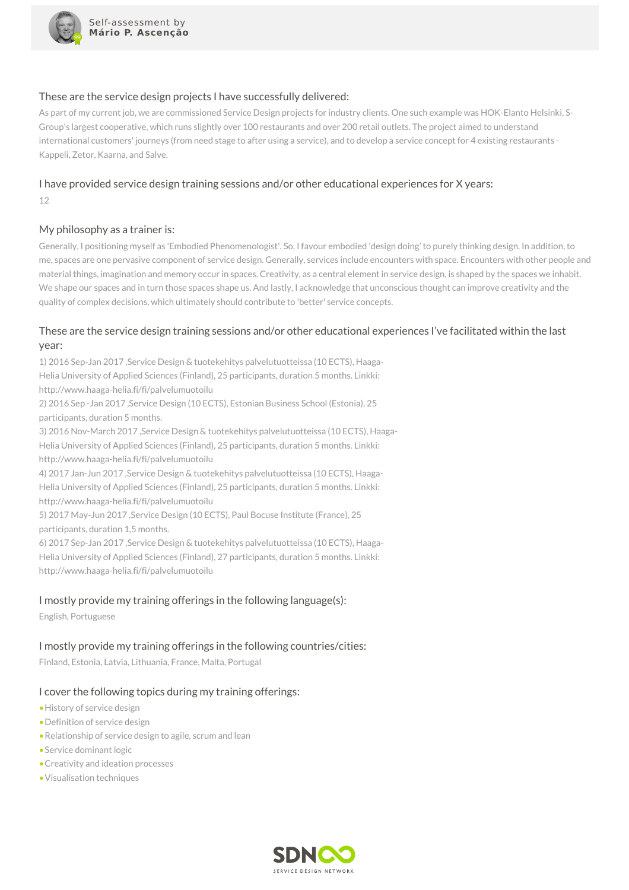## These are the service design projects I have successfully delivered:

As part of my current job, we are commissioned Service Design projects for industry clients. One such example was HOK-Elanto Helsinki, S-Group's largest cooperative, which runs slightly over 100 restaurants and over 200 retail outlets. The project aimed to understand international customers' journeys (from need stage to after using a service), and to develop a service concept for 4 existing restaurants - Kappeli, Zetor, Kaarna, and Salve.

## I have provided service design training sessions and/or other educational experiences for X years:

12

## My philosophy as a trainer is:

Generally, I positioning myself as 'Embodied Phenomenologist'. So, I favour embodied 'design doing' to purely thinking design. In addition, to me, spaces are one pervasive component of service design. Generally, services include encounters with space. Encounters with other people and material things, imagination and memory occur in spaces. Creativity, as a central element in service design, is shaped by the spaces we inhabit. We shape our spaces and in turn those spaces shape us. And lastly, I acknowledge that unconscious thought can improve creativity and the quality of complex decisions, which ultimately should contribute to 'better' service concepts.

## These are the service design training sessions and/or other educational experiences I've facilitated within the last year:

1) 2016 Sep-Jan 2017 ,Service Design & tuotekehitys palvelutuotteissa (10 ECTS), Haaga-Helia University of Applied Sciences (Finland), 25 participants, duration 5 months. Linkki: http://www.haaga-helia.fi/fi/palvelumuotoilu
2) 2016 Sep -Jan 2017 ,Service Design (10 ECTS), Estonian Business School (Estonia), 25 participants, duration 5 months.
3) 2016 Nov-March 2017 ,Service Design & tuotekehitys palvelutuotteissa (10 ECTS), Haaga-Helia University of Applied Sciences (Finland), 25 participants, duration 5 months. Linkki: http://www.haaga-helia.fi/fi/palvelumuotoilu
4) 2017 Jan-Jun 2017 ,Service Design & tuotekehitys palvelutuotteissa (10 ECTS), Haaga-Helia University of Applied Sciences (Finland), 25 participants, duration 5 months. Linkki: http://www.haaga-helia.fi/fi/palvelumuotoilu
5) 2017 May-Jun 2017 ,Service Design (10 ECTS), Paul Bocuse Institute (France), 25 participants, duration 1,5 months.
6) 2017 Sep-Jan 2017 ,Service Design & tuotekehitys palvelutuotteissa (10 ECTS), Haaga-Helia University of Applied Sciences (Finland), 27 participants, duration 5 months. Linkki: http://www.haaga-helia.fi/fi/palvelumuotoilu

## I mostly provide my training offerings in the following language(s):

English, Portuguese

## I mostly provide my training offerings in the following countries/cities:

Finland, Estonia, Latvia, Lithuania, France, Malta, Portugal

## I cover the following topics during my training offerings:

- History of service design
- Definition of service design
- Relationship of service design to agile, scrum and lean
- Service dominant logic
- Creativity and ideation processes
- Visualisation techniques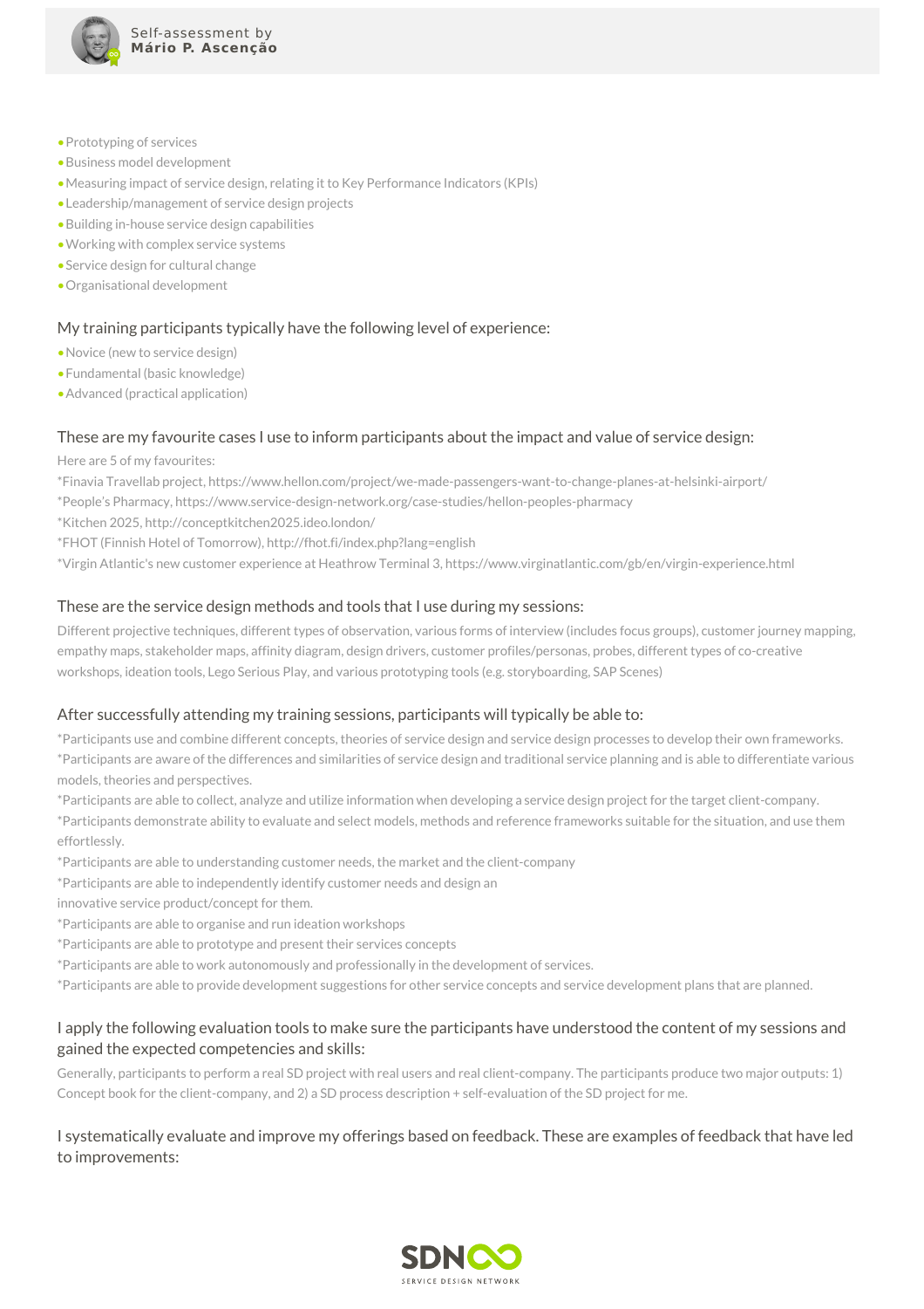- Prototyping of services
- Business model development
- Measuring impact of service design, relating it to Key Performance Indicators (KPIs)
- Leadership/management of service design projects
- Building in-house service design capabilities
- Working with complex service systems
- Service design for cultural change
- Organisational development

## My training participants typically have the following level of experience:

- Novice (new to service design)
- Fundamental (basic knowledge)
- Advanced (practical application)

## These are my favourite cases I use to inform participants about the impact and value of service design:

Here are 5 of my favourites:

*Finavia Travellab project, https://www.hellon.com/project/we-made-passengers-want-to-change-planes-at-helsinki-airport/

*People's Pharmacy, https://www.service-design-network.org/case-studies/hellon-peoples-pharmacy

*Kitchen 2025, http://conceptkitchen2025.ideo.london/

*FHOT (Finnish Hotel of Tomorrow), http://fhot.fi/index.php?lang=english

*Virgin Atlantic's new customer experience at Heathrow Terminal 3, https://www.virginatlantic.com/gb/en/virgin-experience.html

## These are the service design methods and tools that I use during my sessions:

Different projective techniques, different types of observation, various forms of interview (includes focus groups), customer journey mapping, empathy maps, stakeholder maps, affinity diagram, design drivers, customer profiles/personas, probes, different types of co-creative workshops, ideation tools, Lego Serious Play, and various prototyping tools (e.g. storyboarding, SAP Scenes)

## After successfully attending my training sessions, participants will typically be able to:

*Participants use and combine different concepts, theories of service design and service design processes to develop their own frameworks.

*Participants are aware of the differences and similarities of service design and traditional service planning and is able to differentiate various models, theories and perspectives.

*Participants are able to collect, analyze and utilize information when developing a service design project for the target client-company.

*Participants demonstrate ability to evaluate and select models, methods and reference frameworks suitable for the situation, and use them effortlessly.

*Participants are able to understanding customer needs, the market and the client-company

*Participants are able to independently identify customer needs and design an
innovative service product/concept for them.

*Participants are able to organise and run ideation workshops

*Participants are able to prototype and present their services concepts

*Participants are able to work autonomously and professionally in the development of services.

*Participants are able to provide development suggestions for other service concepts and service development plans that are planned.

## I apply the following evaluation tools to make sure the participants have understood the content of my sessions and gained the expected competencies and skills:

Generally, participants to perform a real SD project with real users and real client-company. The participants produce two major outputs: 1) Concept book for the client-company, and 2) a SD process description + self-evaluation of the SD project for me.

## I systematically evaluate and improve my offerings based on feedback. These are examples of feedback that have led to improvements: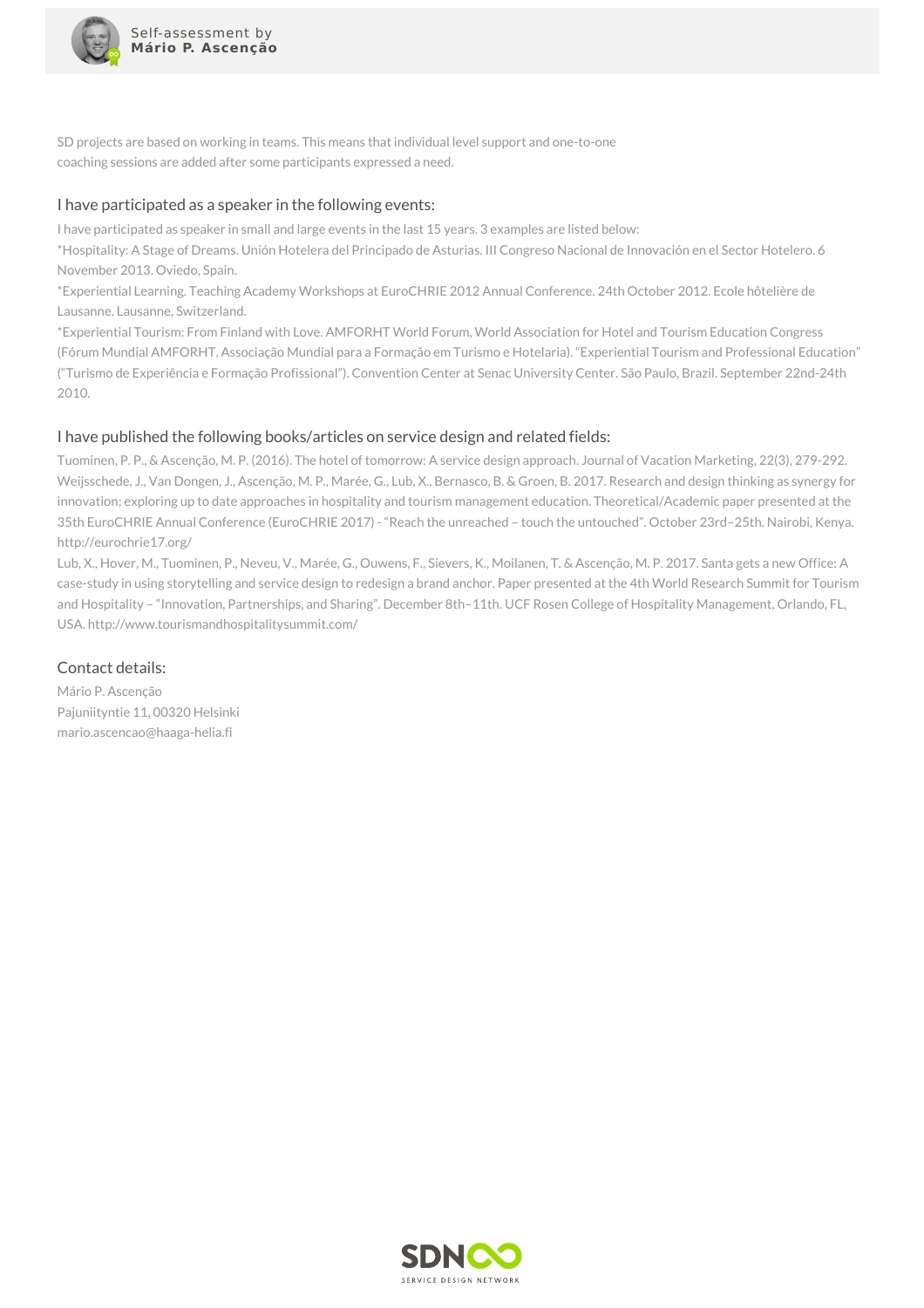SD projects are based on working in teams. This means that individual level support and one-to-one coaching sessions are added after some participants expressed a need.

## I have participated as a speaker in the following events:

I have participated as speaker in small and large events in the last 15 years. 3 examples are listed below:

*Hospitality: A Stage of Dreams. Unión Hotelera del Principado de Asturias. III Congreso Nacional de Innovación en el Sector Hotelero. 6 November 2013. Oviedo, Spain.

*Experiential Learning. Teaching Academy Workshops at EuroCHRIE 2012 Annual Conference. 24th October 2012. Ecole hôtelière de Lausanne. Lausanne, Switzerland.

*Experiential Tourism: From Finland with Love. AMFORHT World Forum, World Association for Hotel and Tourism Education Congress (Fórum Mundial AMFORHT, Associação Mundial para a Formação em Turismo e Hotelaria). "Experiential Tourism and Professional Education" ("Turismo de Experiência e Formação Profissional"). Convention Center at Senac University Center. São Paulo, Brazil. September 22nd-24th 2010.

## I have published the following books/articles on service design and related fields:

Tuominen, P. P., & Ascenção, M. P. (2016). The hotel of tomorrow: A service design approach. Journal of Vacation Marketing, 22(3), 279-292.

Weijsschede, J., Van Dongen, J., Ascenção, M. P., Marée, G., Lub, X., Bernasco, B. & Groen, B. 2017. Research and design thinking as synergy for innovation; exploring up to date approaches in hospitality and tourism management education. Theoretical/Academic paper presented at the 35th EuroCHRIE Annual Conference (EuroCHRIE 2017) - "Reach the unreached – touch the untouched". October 23rd–25th. Nairobi, Kenya. http://eurochrie17.org/

Lub, X., Hover, M., Tuominen, P., Neveu, V., Marée, G., Ouwens, F., Sievers, K., Moilanen, T. & Ascenção, M. P. 2017. Santa gets a new Office: A case-study in using storytelling and service design to redesign a brand anchor. Paper presented at the 4th World Research Summit for Tourism and Hospitality – "Innovation, Partnerships, and Sharing". December 8th–11th. UCF Rosen College of Hospitality Management, Orlando, FL, USA. http://www.tourismandhospitalitysummit.com/

## Contact details:

Mário P. Ascenção
Pajuniityntie 11, 00320 Helsinki
mario.ascencao@haaga-helia.fi